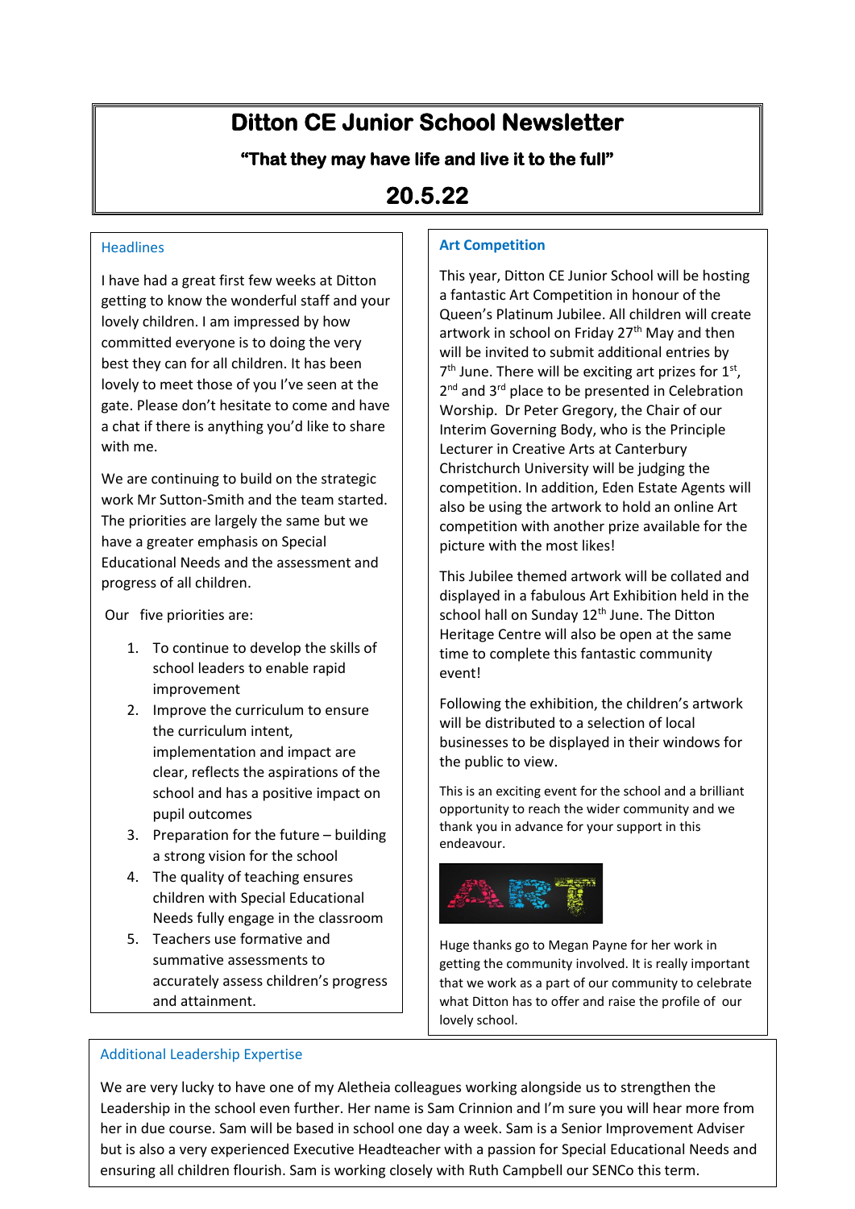# Ditton CE Junior School Newsletter

**"That they may have life and live it to the full"**

## 20.5.22

### Headlines

I have had a great first few weeks at Ditton getting to know the wonderful staff and your lovely children. I am impressed by how committed everyone is to doing the very best they can for all children. It has been lovely to meet those of you I've seen at the gate. Please don't hesitate to come and have a chat if there is anything you'd like to share with me.

We are continuing to build on the strategic work Mr Sutton-Smith and the team started. The priorities are largely the same but we have a greater emphasis on Special Educational Needs and the assessment and progress of all children.

Our five priorities are:

1. To continue to develop the skills of school leaders to enable rapid improvement
2. Improve the curriculum to ensure the curriculum intent, implementation and impact are clear, reflects the aspirations of the school and has a positive impact on pupil outcomes
3. Preparation for the future – building a strong vision for the school
4. The quality of teaching ensures children with Special Educational Needs fully engage in the classroom
5. Teachers use formative and summative assessments to accurately assess children's progress and attainment.

### Art Competition

This year, Ditton CE Junior School will be hosting a fantastic Art Competition in honour of the Queen's Platinum Jubilee. All children will create artwork in school on Friday 27th May and then will be invited to submit additional entries by 7th June. There will be exciting art prizes for 1st, 2nd and 3rd place to be presented in Celebration Worship. Dr Peter Gregory, the Chair of our Interim Governing Body, who is the Principle Lecturer in Creative Arts at Canterbury Christchurch University will be judging the competition. In addition, Eden Estate Agents will also be using the artwork to hold an online Art competition with another prize available for the picture with the most likes!

This Jubilee themed artwork will be collated and displayed in a fabulous Art Exhibition held in the school hall on Sunday 12th June. The Ditton Heritage Centre will also be open at the same time to complete this fantastic community event!

Following the exhibition, the children's artwork will be distributed to a selection of local businesses to be displayed in their windows for the public to view.

This is an exciting event for the school and a brilliant opportunity to reach the wider community and we thank you in advance for your support in this endeavour.

ART

Huge thanks go to Megan Payne for her work in getting the community involved. It is really important that we work as a part of our community to celebrate what Ditton has to offer and raise the profile of our lovely school.

### Additional Leadership Expertise

We are very lucky to have one of my Aletheia colleagues working alongside us to strengthen the Leadership in the school even further. Her name is Sam Crinnion and I'm sure you will hear more from her in due course. Sam will be based in school one day a week. Sam is a Senior Improvement Adviser but is also a very experienced Executive Headteacher with a passion for Special Educational Needs and ensuring all children flourish. Sam is working closely with Ruth Campbell our SENCo this term.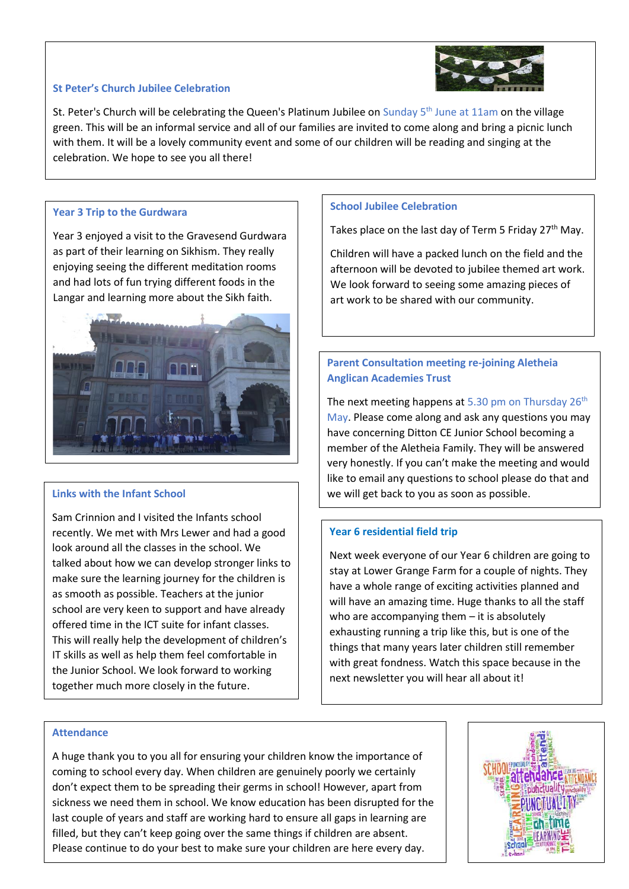## St Peter's Church Jubilee Celebration

St. Peter's Church will be celebrating the Queen's Platinum Jubilee on Sunday 5th June at 11am on the village green. This will be an informal service and all of our families are invited to come along and bring a picnic lunch with them. It will be a lovely community event and some of our children will be reading and singing at the celebration. We hope to see you all there!

## Year 3 Trip to the Gurdwara

Year 3 enjoyed a visit to the Gravesend Gurdwara as part of their learning on Sikhism. They really enjoying seeing the different meditation rooms and had lots of fun trying different foods in the Langar and learning more about the Sikh faith.

## Links with the Infant School

Sam Crinnion and I visited the Infants school recently. We met with Mrs Lewer and had a good look around all the classes in the school. We talked about how we can develop stronger links to make sure the learning journey for the children is as smooth as possible. Teachers at the junior school are very keen to support and have already offered time in the ICT suite for infant classes. This will really help the development of children's IT skills as well as help them feel comfortable in the Junior School. We look forward to working together much more closely in the future.

## School Jubilee Celebration

Takes place on the last day of Term 5 Friday 27th May.

Children will have a packed lunch on the field and the afternoon will be devoted to jubilee themed art work. We look forward to seeing some amazing pieces of art work to be shared with our community.

## Parent Consultation meeting re-joining Aletheia Anglican Academies Trust

The next meeting happens at 5.30 pm on Thursday 26th May. Please come along and ask any questions you may have concerning Ditton CE Junior School becoming a member of the Aletheia Family. They will be answered very honestly. If you can't make the meeting and would like to email any questions to school please do that and we will get back to you as soon as possible.

## Year 6 residential field trip

Next week everyone of our Year 6 children are going to stay at Lower Grange Farm for a couple of nights. They have a whole range of exciting activities planned and will have an amazing time. Huge thanks to all the staff who are accompanying them – it is absolutely exhausting running a trip like this, but is one of the things that many years later children still remember with great fondness. Watch this space because in the next newsletter you will hear all about it!

## Attendance

A huge thank you to you all for ensuring your children know the importance of coming to school every day. When children are genuinely poorly we certainly don't expect them to be spreading their germs in school! However, apart from sickness we need them in school. We know education has been disrupted for the last couple of years and staff are working hard to ensure all gaps in learning are filled, but they can't keep going over the same things if children are absent. Please continue to do your best to make sure your children are here every day.